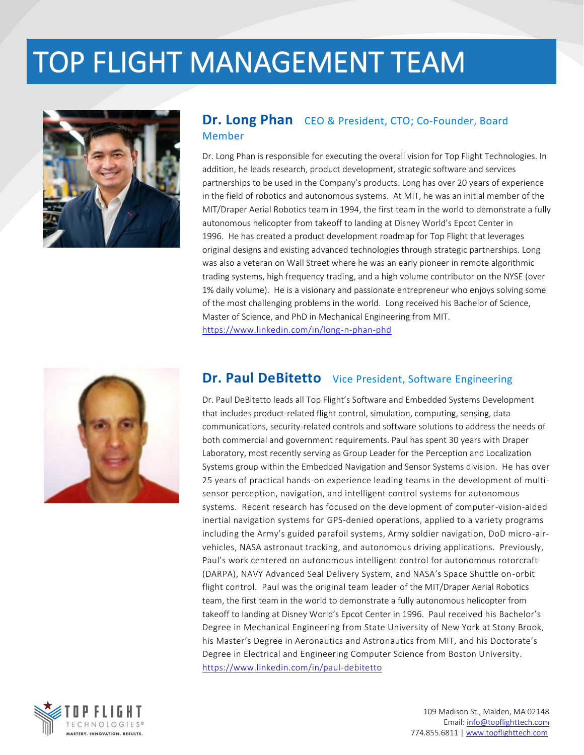# TOP FLIGHT MANAGEMENT TEAM

## Dr. Long Phan — CEO & President, CTO; Co-Founder, Board Member

Dr. Long Phan is responsible for executing the overall vision for Top Flight Technologies. In addition, he leads research, product development, strategic software and services partnerships to be used in the Company's products. Long has over 20 years of experience in the field of robotics and autonomous systems. At MIT, he was an initial member of the MIT/Draper Aerial Robotics team in 1994, the first team in the world to demonstrate a fully autonomous helicopter from takeoff to landing at Disney World's Epcot Center in 1996. He has created a product development roadmap for Top Flight that leverages original designs and existing advanced technologies through strategic partnerships. Long was also a veteran on Wall Street where he was an early pioneer in remote algorithmic trading systems, high frequency trading, and a high volume contributor on the NYSE (over 1% daily volume). He is a visionary and passionate entrepreneur who enjoys solving some of the most challenging problems in the world. Long received his Bachelor of Science, Master of Science, and PhD in Mechanical Engineering from MIT.
https://www.linkedin.com/in/long-n-phan-phd

## Dr. Paul DeBitetto — Vice President, Software Engineering

Dr. Paul DeBitetto leads all Top Flight's Software and Embedded Systems Development that includes product-related flight control, simulation, computing, sensing, data communications, security-related controls and software solutions to address the needs of both commercial and government requirements. Paul has spent 30 years with Draper Laboratory, most recently serving as Group Leader for the Perception and Localization Systems group within the Embedded Navigation and Sensor Systems division. He has over 25 years of practical hands-on experience leading teams in the development of multi-sensor perception, navigation, and intelligent control systems for autonomous systems. Recent research has focused on the development of computer-vision-aided inertial navigation systems for GPS-denied operations, applied to a variety programs including the Army's guided parafoil systems, Army soldier navigation, DoD micro-air-vehicles, NASA astronaut tracking, and autonomous driving applications. Previously, Paul's work centered on autonomous intelligent control for autonomous rotorcraft (DARPA), NAVY Advanced Seal Delivery System, and NASA's Space Shuttle on-orbit flight control. Paul was the original team leader of the MIT/Draper Aerial Robotics team, the first team in the world to demonstrate a fully autonomous helicopter from takeoff to landing at Disney World's Epcot Center in 1996. Paul received his Bachelor's Degree in Mechanical Engineering from State University of New York at Stony Brook, his Master's Degree in Aeronautics and Astronautics from MIT, and his Doctorate's Degree in Electrical and Engineering Computer Science from Boston University.
https://www.linkedin.com/in/paul-debitetto

TOP FLIGHT TECHNOLOGIES® — MASTERY. INNOVATION. RESULTS.

109 Madison St., Malden, MA 02148
Email: info@topflighttech.com
774.855.6811 | www.topflighttech.com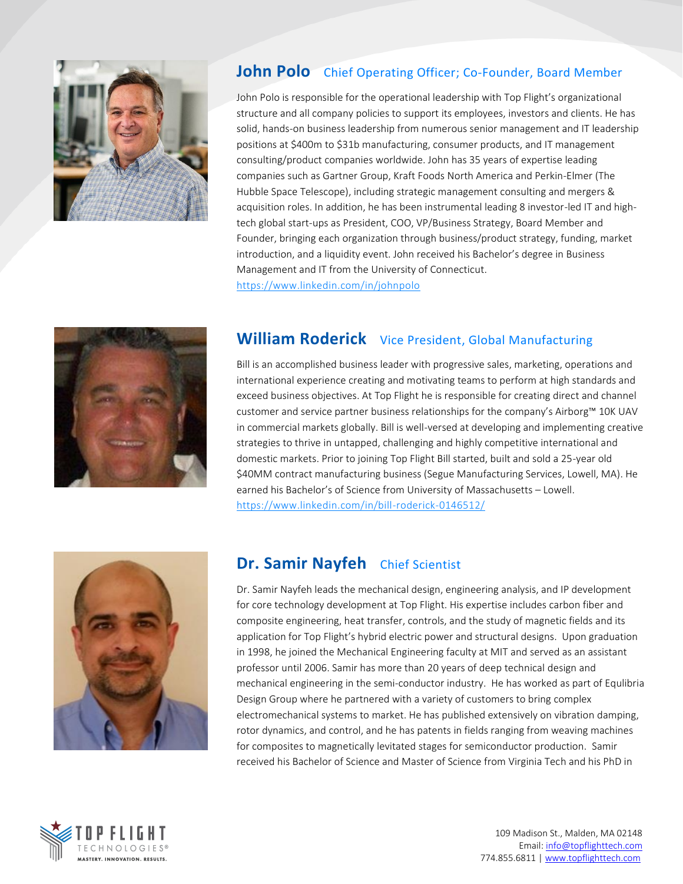## John Polo Chief Operating Officer; Co-Founder, Board Member

John Polo is responsible for the operational leadership with Top Flight's organizational structure and all company policies to support its employees, investors and clients. He has solid, hands-on business leadership from numerous senior management and IT leadership positions at $400m to $31b manufacturing, consumer products, and IT management consulting/product companies worldwide. John has 35 years of expertise leading companies such as Gartner Group, Kraft Foods North America and Perkin-Elmer (The Hubble Space Telescope), including strategic management consulting and mergers & acquisition roles. In addition, he has been instrumental leading 8 investor-led IT and high-tech global start-ups as President, COO, VP/Business Strategy, Board Member and Founder, bringing each organization through business/product strategy, funding, market introduction, and a liquidity event. John received his Bachelor's degree in Business Management and IT from the University of Connecticut.
https://www.linkedin.com/in/johnpolo

## William Roderick Vice President, Global Manufacturing

Bill is an accomplished business leader with progressive sales, marketing, operations and international experience creating and motivating teams to perform at high standards and exceed business objectives. At Top Flight he is responsible for creating direct and channel customer and service partner business relationships for the company's Airborg™ 10K UAV in commercial markets globally. Bill is well-versed at developing and implementing creative strategies to thrive in untapped, challenging and highly competitive international and domestic markets. Prior to joining Top Flight Bill started, built and sold a 25-year old $40MM contract manufacturing business (Segue Manufacturing Services, Lowell, MA). He earned his Bachelor's of Science from University of Massachusetts – Lowell.
https://www.linkedin.com/in/bill-roderick-0146512/

## Dr. Samir Nayfeh Chief Scientist

Dr. Samir Nayfeh leads the mechanical design, engineering analysis, and IP development for core technology development at Top Flight. His expertise includes carbon fiber and composite engineering, heat transfer, controls, and the study of magnetic fields and its application for Top Flight's hybrid electric power and structural designs. Upon graduation in 1998, he joined the Mechanical Engineering faculty at MIT and served as an assistant professor until 2006. Samir has more than 20 years of deep technical design and mechanical engineering in the semi-conductor industry. He has worked as part of Equlibria Design Group where he partnered with a variety of customers to bring complex electromechanical systems to market. He has published extensively on vibration damping, rotor dynamics, and control, and he has patents in fields ranging from weaving machines for composites to magnetically levitated stages for semiconductor production. Samir received his Bachelor of Science and Master of Science from Virginia Tech and his PhD in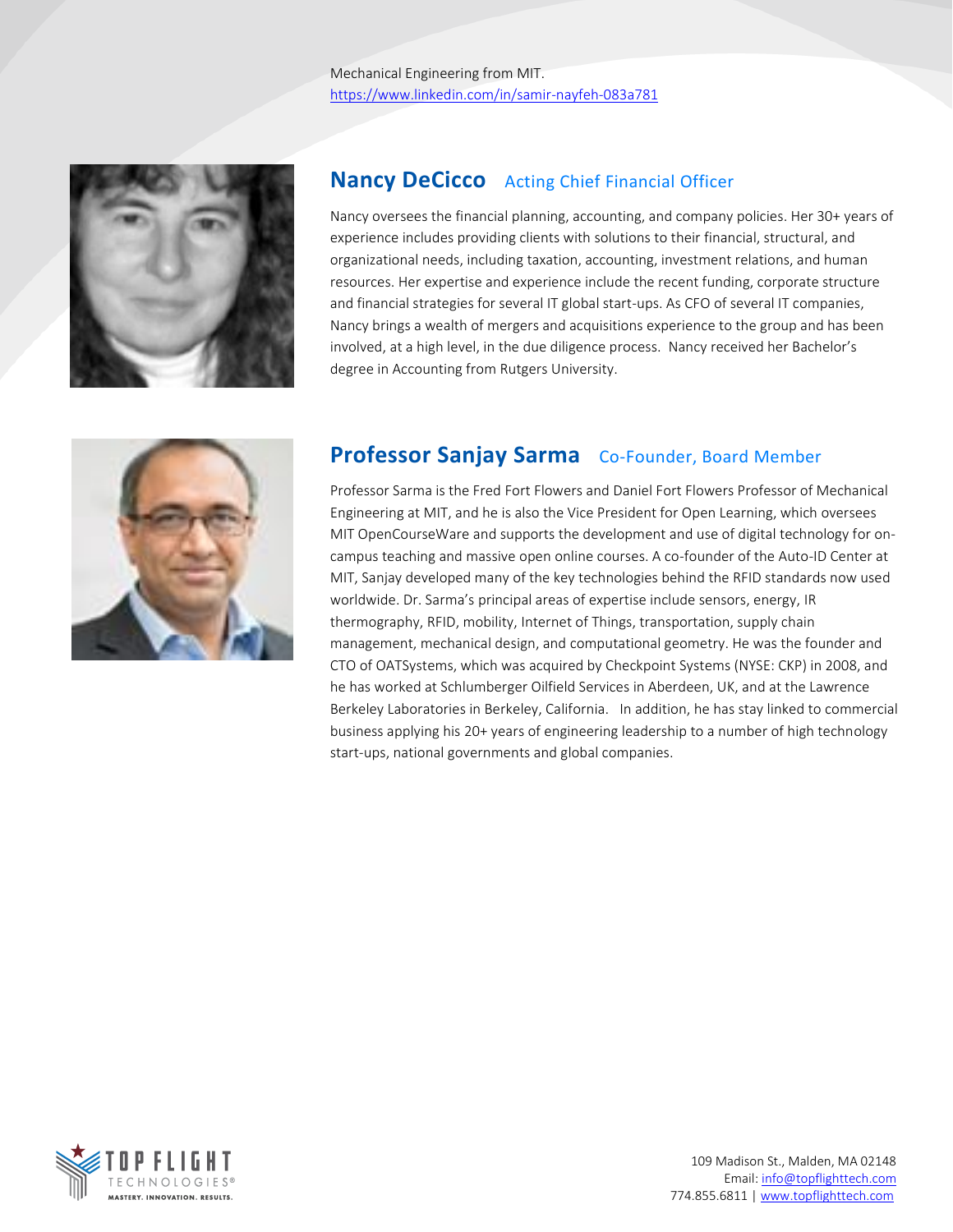Mechanical Engineering from MIT.
https://www.linkedin.com/in/samir-nayfeh-083a781

## Nancy DeCicco Acting Chief Financial Officer

Nancy oversees the financial planning, accounting, and company policies. Her 30+ years of experience includes providing clients with solutions to their financial, structural, and organizational needs, including taxation, accounting, investment relations, and human resources. Her expertise and experience include the recent funding, corporate structure and financial strategies for several IT global start-ups. As CFO of several IT companies, Nancy brings a wealth of mergers and acquisitions experience to the group and has been involved, at a high level, in the due diligence process. Nancy received her Bachelor's degree in Accounting from Rutgers University.

## Professor Sanjay Sarma Co-Founder, Board Member

Professor Sarma is the Fred Fort Flowers and Daniel Fort Flowers Professor of Mechanical Engineering at MIT, and he is also the Vice President for Open Learning, which oversees MIT OpenCourseWare and supports the development and use of digital technology for on-campus teaching and massive open online courses. A co-founder of the Auto-ID Center at MIT, Sanjay developed many of the key technologies behind the RFID standards now used worldwide. Dr. Sarma's principal areas of expertise include sensors, energy, IR thermography, RFID, mobility, Internet of Things, transportation, supply chain management, mechanical design, and computational geometry. He was the founder and CTO of OATSystems, which was acquired by Checkpoint Systems (NYSE: CKP) in 2008, and he has worked at Schlumberger Oilfield Services in Aberdeen, UK, and at the Lawrence Berkeley Laboratories in Berkeley, California. In addition, he has stay linked to commercial business applying his 20+ years of engineering leadership to a number of high technology start-ups, national governments and global companies.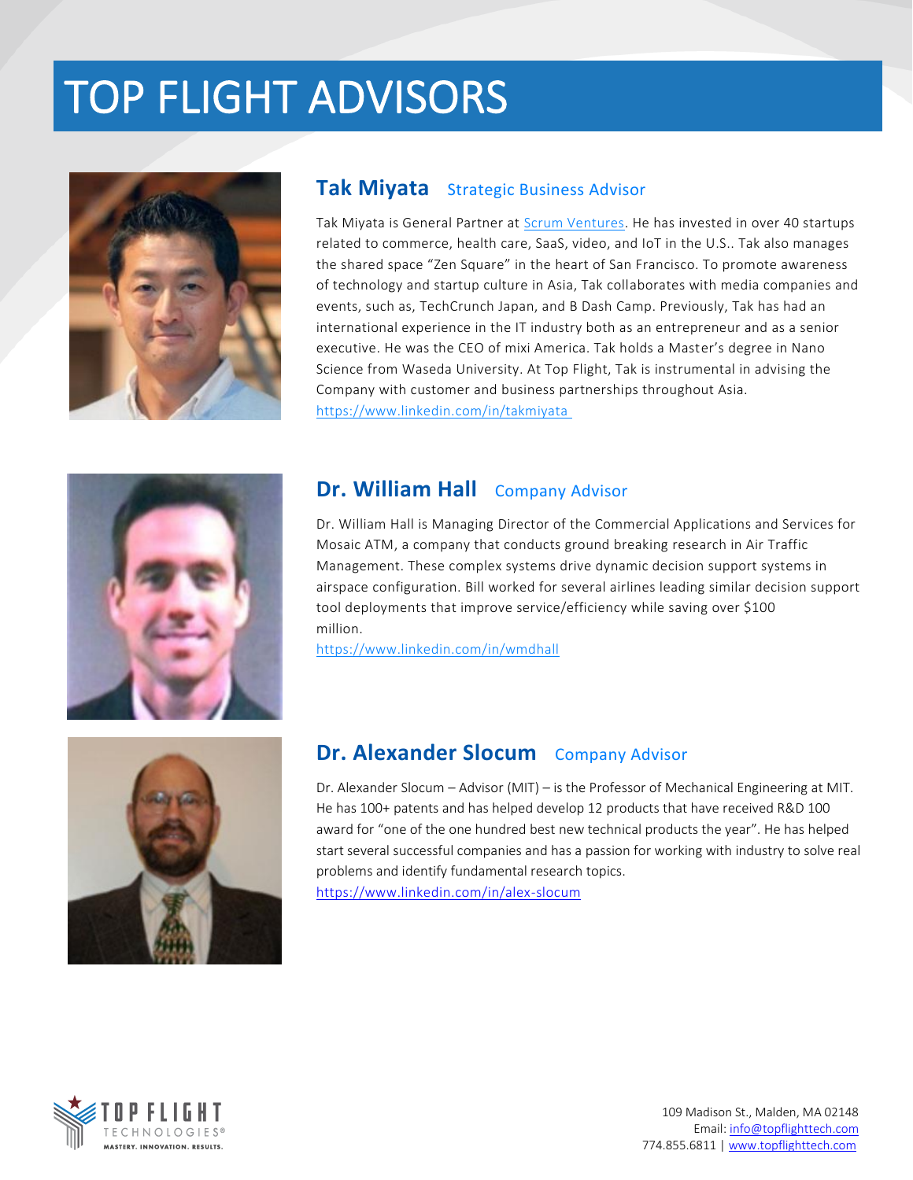# TOP FLIGHT ADVISORS

## Tak Miyata — Strategic Business Advisor

Tak Miyata is General Partner at Scrum Ventures. He has invested in over 40 startups related to commerce, health care, SaaS, video, and IoT in the U.S.. Tak also manages the shared space "Zen Square" in the heart of San Francisco. To promote awareness of technology and startup culture in Asia, Tak collaborates with media companies and events, such as, TechCrunch Japan, and B Dash Camp. Previously, Tak has had an international experience in the IT industry both as an entrepreneur and as a senior executive. He was the CEO of mixi America. Tak holds a Master's degree in Nano Science from Waseda University. At Top Flight, Tak is instrumental in advising the Company with customer and business partnerships throughout Asia.
https://www.linkedin.com/in/takmiyata

## Dr. William Hall — Company Advisor

Dr. William Hall is Managing Director of the Commercial Applications and Services for Mosaic ATM, a company that conducts ground breaking research in Air Traffic Management. These complex systems drive dynamic decision support systems in airspace configuration. Bill worked for several airlines leading similar decision support tool deployments that improve service/efficiency while saving over $100 million.
https://www.linkedin.com/in/wmdhall

## Dr. Alexander Slocum — Company Advisor

Dr. Alexander Slocum – Advisor (MIT) – is the Professor of Mechanical Engineering at MIT. He has 100+ patents and has helped develop 12 products that have received R&D 100 award for "one of the one hundred best new technical products the year". He has helped start several successful companies and has a passion for working with industry to solve real problems and identify fundamental research topics.
https://www.linkedin.com/in/alex-slocum

TOP FLIGHT TECHNOLOGIES®
MASTERY. INNOVATION. RESULTS.

109 Madison St., Malden, MA 02148
Email: info@topflighttech.com
774.855.6811 | www.topflighttech.com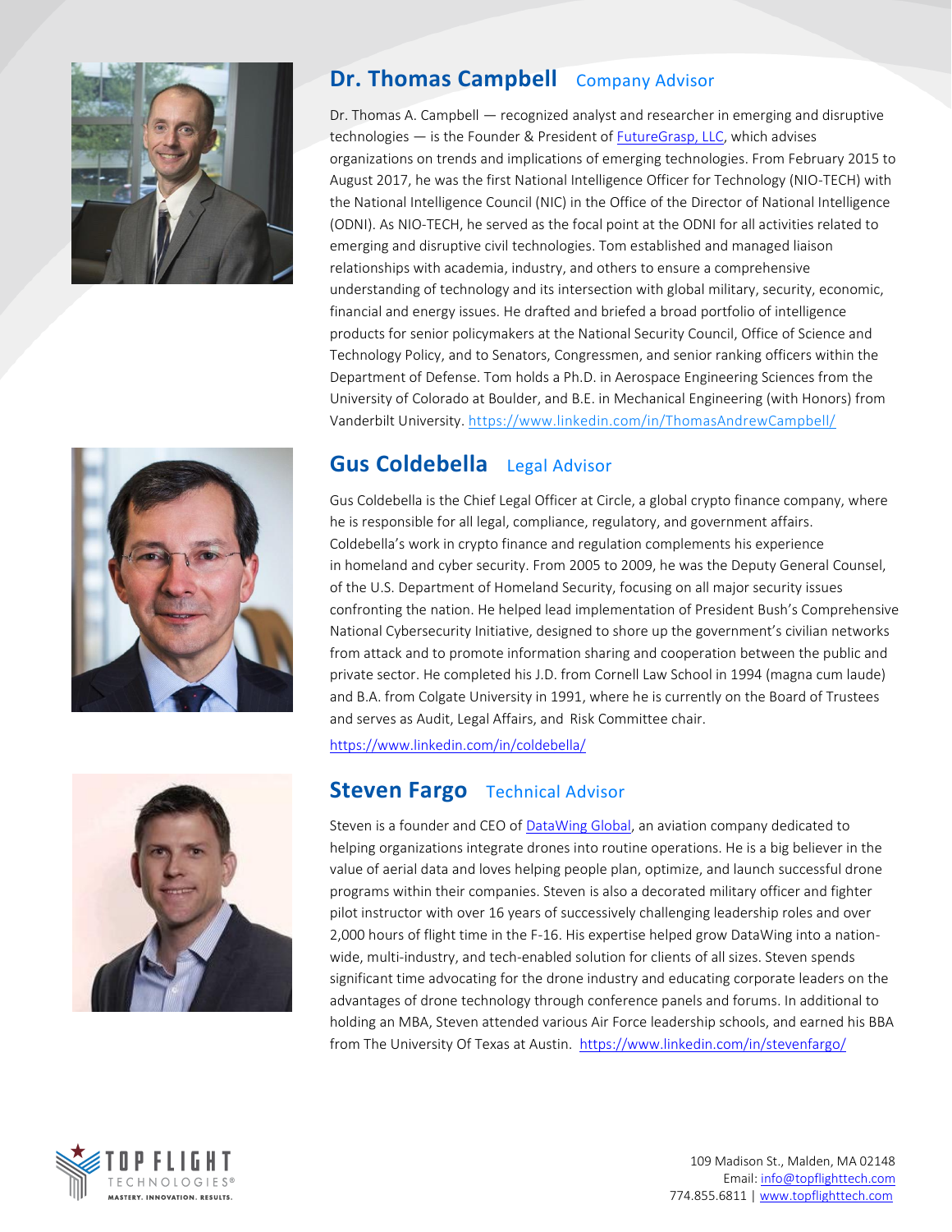## Dr. Thomas Campbell Company Advisor

Dr. Thomas A. Campbell — recognized analyst and researcher in emerging and disruptive technologies — is the Founder & President of FutureGrasp, LLC, which advises organizations on trends and implications of emerging technologies. From February 2015 to August 2017, he was the first National Intelligence Officer for Technology (NIO-TECH) with the National Intelligence Council (NIC) in the Office of the Director of National Intelligence (ODNI). As NIO-TECH, he served as the focal point at the ODNI for all activities related to emerging and disruptive civil technologies. Tom established and managed liaison relationships with academia, industry, and others to ensure a comprehensive understanding of technology and its intersection with global military, security, economic, financial and energy issues. He drafted and briefed a broad portfolio of intelligence products for senior policymakers at the National Security Council, Office of Science and Technology Policy, and to Senators, Congressmen, and senior ranking officers within the Department of Defense. Tom holds a Ph.D. in Aerospace Engineering Sciences from the University of Colorado at Boulder, and B.E. in Mechanical Engineering (with Honors) from Vanderbilt University. https://www.linkedin.com/in/ThomasAndrewCampbell/

## Gus Coldebella Legal Advisor

Gus Coldebella is the Chief Legal Officer at Circle, a global crypto finance company, where he is responsible for all legal, compliance, regulatory, and government affairs. Coldebella's work in crypto finance and regulation complements his experience in homeland and cyber security. From 2005 to 2009, he was the Deputy General Counsel, of the U.S. Department of Homeland Security, focusing on all major security issues confronting the nation. He helped lead implementation of President Bush's Comprehensive National Cybersecurity Initiative, designed to shore up the government's civilian networks from attack and to promote information sharing and cooperation between the public and private sector. He completed his J.D. from Cornell Law School in 1994 (magna cum laude) and B.A. from Colgate University in 1991, where he is currently on the Board of Trustees and serves as Audit, Legal Affairs, and Risk Committee chair.

https://www.linkedin.com/in/coldebella/

## Steven Fargo Technical Advisor

Steven is a founder and CEO of DataWing Global, an aviation company dedicated to helping organizations integrate drones into routine operations. He is a big believer in the value of aerial data and loves helping people plan, optimize, and launch successful drone programs within their companies. Steven is also a decorated military officer and fighter pilot instructor with over 16 years of successively challenging leadership roles and over 2,000 hours of flight time in the F-16. His expertise helped grow DataWing into a nation-wide, multi-industry, and tech-enabled solution for clients of all sizes. Steven spends significant time advocating for the drone industry and educating corporate leaders on the advantages of drone technology through conference panels and forums. In additional to holding an MBA, Steven attended various Air Force leadership schools, and earned his BBA from The University Of Texas at Austin. https://www.linkedin.com/in/stevenfargo/

TOP FLIGHT TECHNOLOGIES®
MASTERY. INNOVATION. RESULTS.

109 Madison St., Malden, MA 02148
Email: info@topflighttech.com
774.855.6811 | www.topflighttech.com